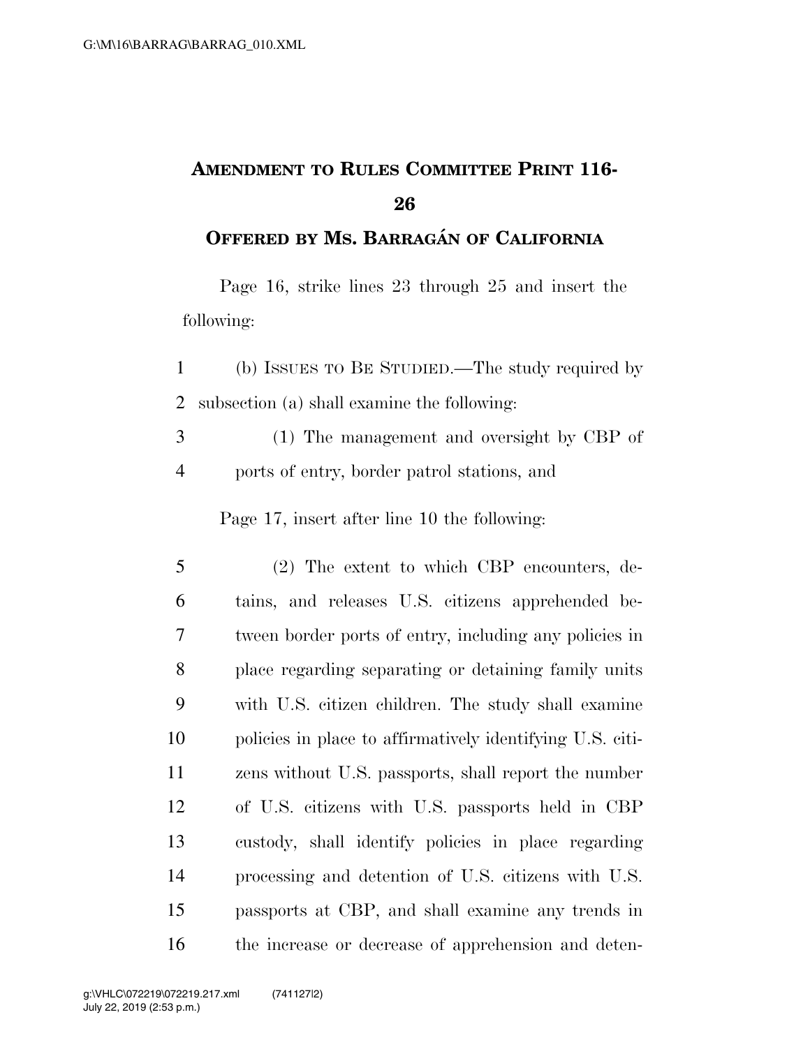# AMENDMENT TO RULES COMMITTEE PRINT 116-26

## OFFERED BY MS. BARRAGÁN OF CALIFORNIA

Page 16, strike lines 23 through 25 and insert the following:

(b) ISSUES TO BE STUDIED.—The study required by subsection (a) shall examine the following:

(1) The management and oversight by CBP of ports of entry, border patrol stations, and

Page 17, insert after line 10 the following:

(2) The extent to which CBP encounters, detains, and releases U.S. citizens apprehended between border ports of entry, including any policies in place regarding separating or detaining family units with U.S. citizen children. The study shall examine policies in place to affirmatively identifying U.S. citizens without U.S. passports, shall report the number of U.S. citizens with U.S. passports held in CBP custody, shall identify policies in place regarding processing and detention of U.S. citizens with U.S. passports at CBP, and shall examine any trends in the increase or decrease of apprehension and deten-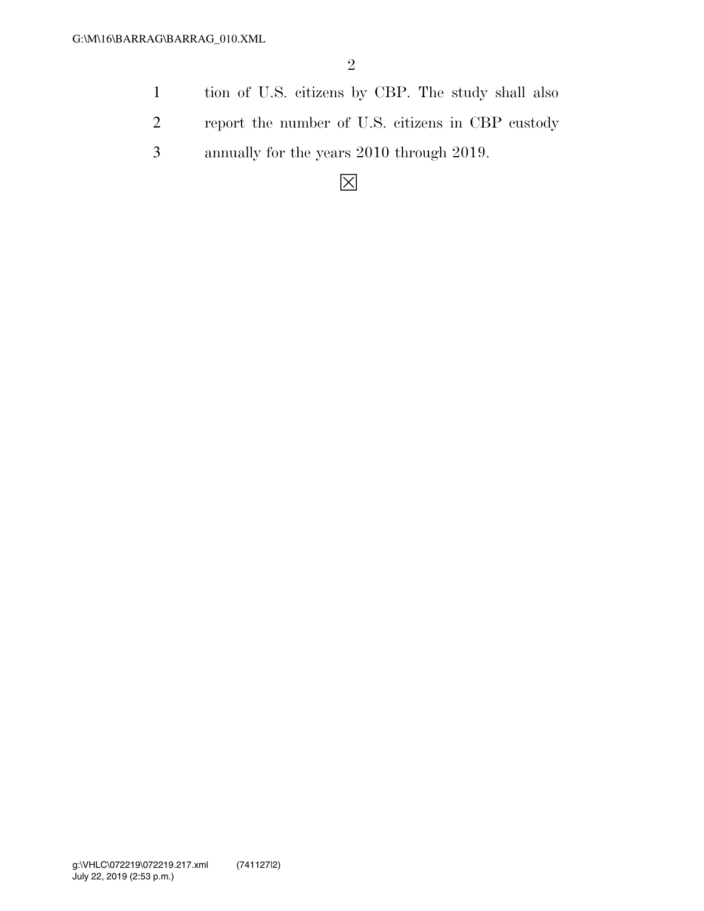tion of U.S. citizens by CBP. The study shall also report the number of U.S. citizens in CBP custody annually for the years 2010 through 2019.